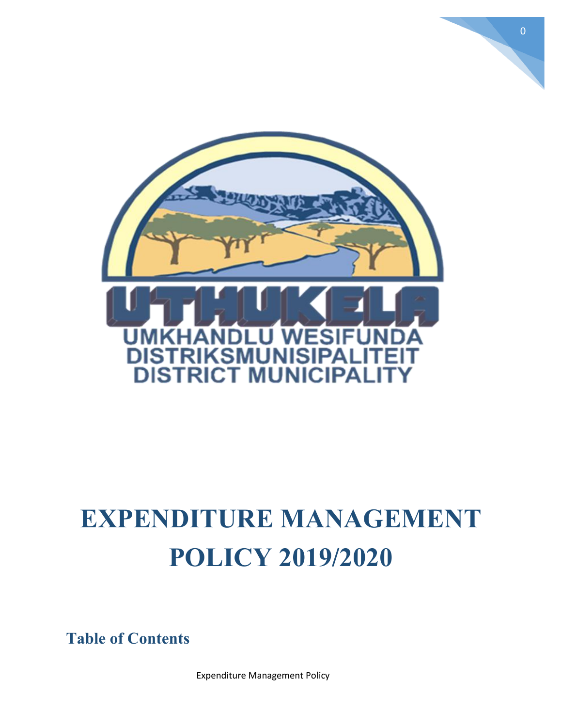UTHUKELA

UMKHANDLU WESIFUNDA
DISTRIKSMUNISIPALITEIT
DISTRICT MUNICIPALITY

# EXPENDITURE MANAGEMENT POLICY 2019/2020

## Table of Contents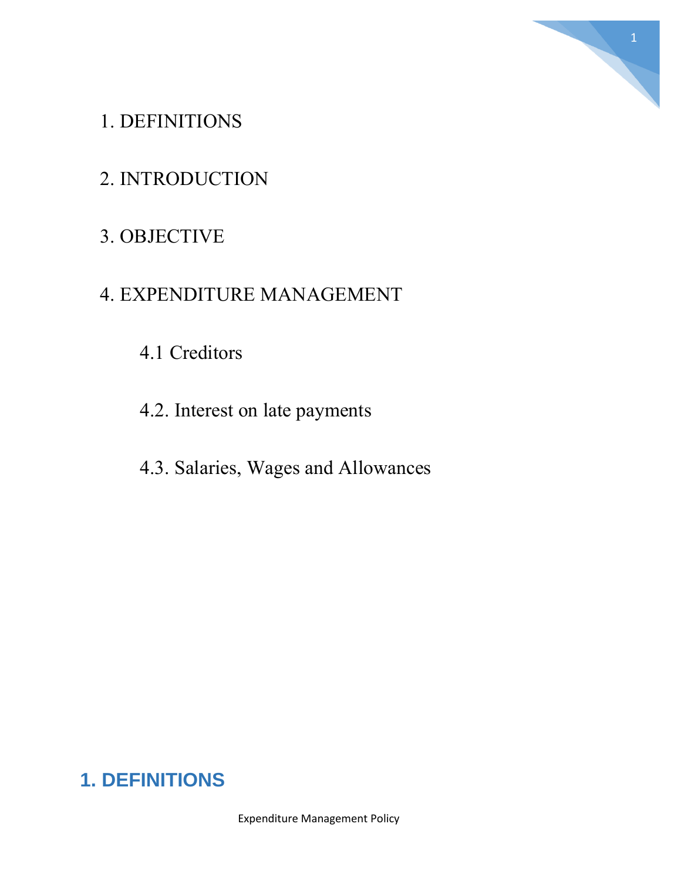1. DEFINITIONS

2. INTRODUCTION

3. OBJECTIVE

4. EXPENDITURE MANAGEMENT

   4.1 Creditors

   4.2. Interest on late payments

   4.3. Salaries, Wages and Allowances

## 1. DEFINITIONS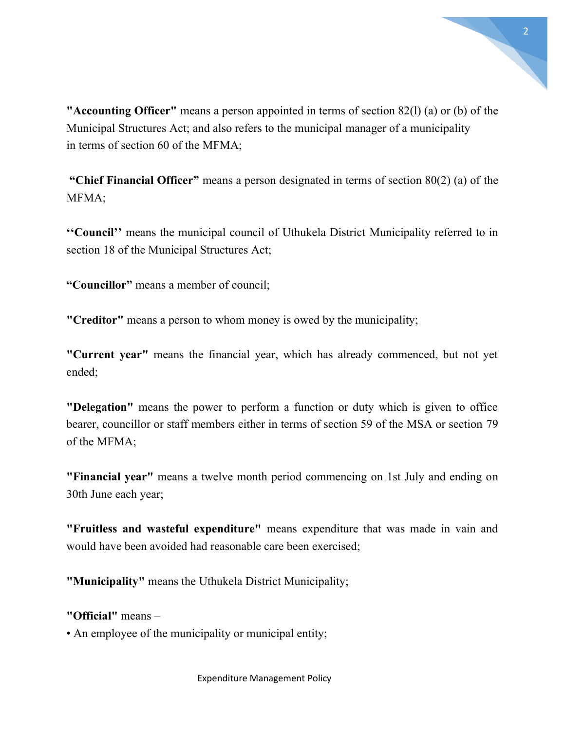**"Accounting Officer"** means a person appointed in terms of section 82(l) (a) or (b) of the Municipal Structures Act; and also refers to the municipal manager of a municipality in terms of section 60 of the MFMA;

**"Chief Financial Officer"** means a person designated in terms of section 80(2) (a) of the MFMA;

**''Council''** means the municipal council of Uthukela District Municipality referred to in section 18 of the Municipal Structures Act;

**"Councillor"** means a member of council;

**"Creditor"** means a person to whom money is owed by the municipality;

**"Current year"** means the financial year, which has already commenced, but not yet ended;

**"Delegation"** means the power to perform a function or duty which is given to office bearer, councillor or staff members either in terms of section 59 of the MSA or section 79 of the MFMA;

**"Financial year"** means a twelve month period commencing on 1st July and ending on 30th June each year;

**"Fruitless and wasteful expenditure"** means expenditure that was made in vain and would have been avoided had reasonable care been exercised;

**"Municipality"** means the Uthukela District Municipality;

**"Official"** means –

- An employee of the municipality or municipal entity;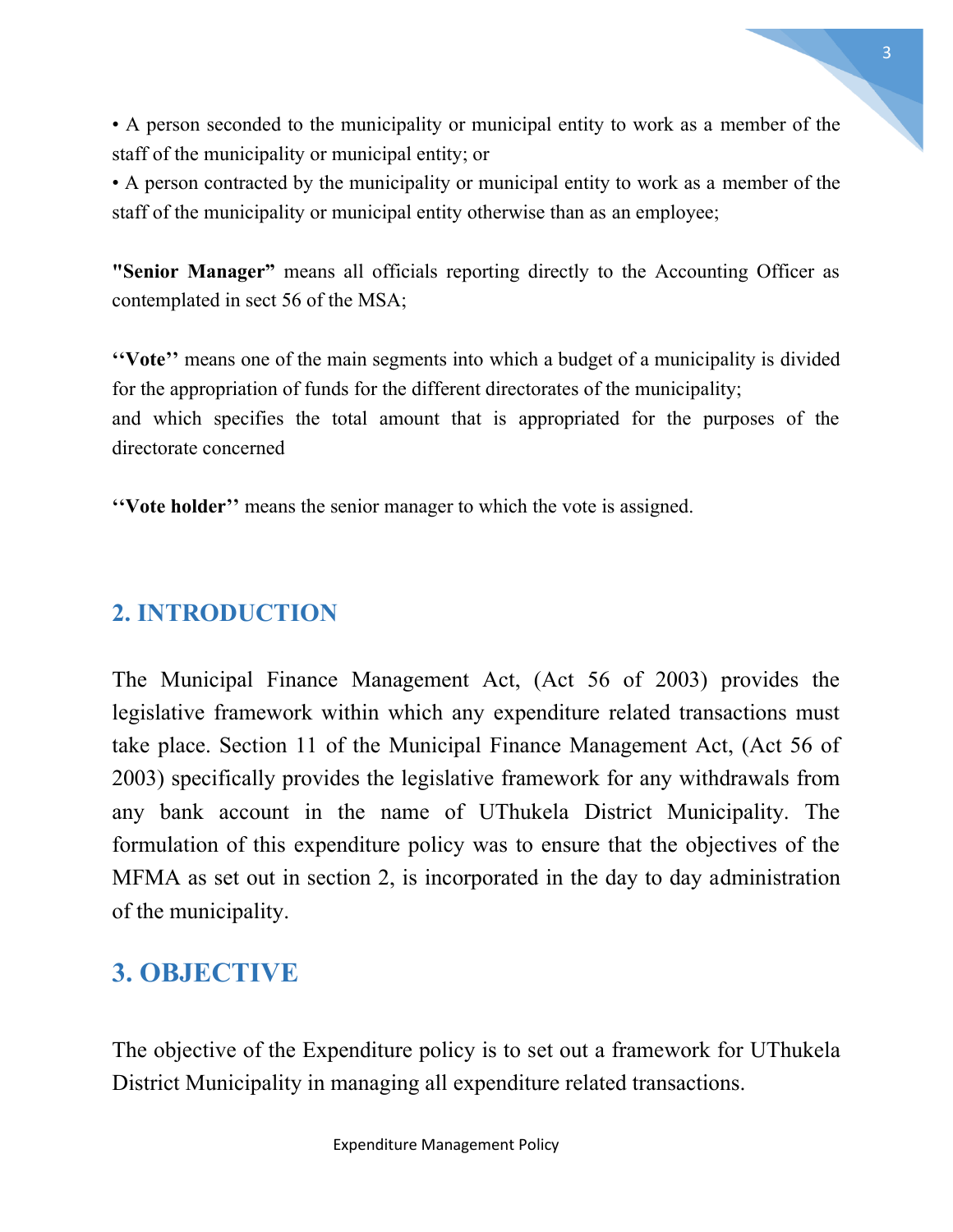• A person seconded to the municipality or municipal entity to work as a member of the staff of the municipality or municipal entity; or

• A person contracted by the municipality or municipal entity to work as a member of the staff of the municipality or municipal entity otherwise than as an employee;

**"Senior Manager"** means all officials reporting directly to the Accounting Officer as contemplated in sect 56 of the MSA;

**''Vote''** means one of the main segments into which a budget of a municipality is divided for the appropriation of funds for the different directorates of the municipality;
and which specifies the total amount that is appropriated for the purposes of the directorate concerned

**''Vote holder''** means the senior manager to which the vote is assigned.

## 2. INTRODUCTION

The Municipal Finance Management Act, (Act 56 of 2003) provides the legislative framework within which any expenditure related transactions must take place. Section 11 of the Municipal Finance Management Act, (Act 56 of 2003) specifically provides the legislative framework for any withdrawals from any bank account in the name of UThukela District Municipality. The formulation of this expenditure policy was to ensure that the objectives of the MFMA as set out in section 2, is incorporated in the day to day administration of the municipality.

## 3. OBJECTIVE

The objective of the Expenditure policy is to set out a framework for UThukela District Municipality in managing all expenditure related transactions.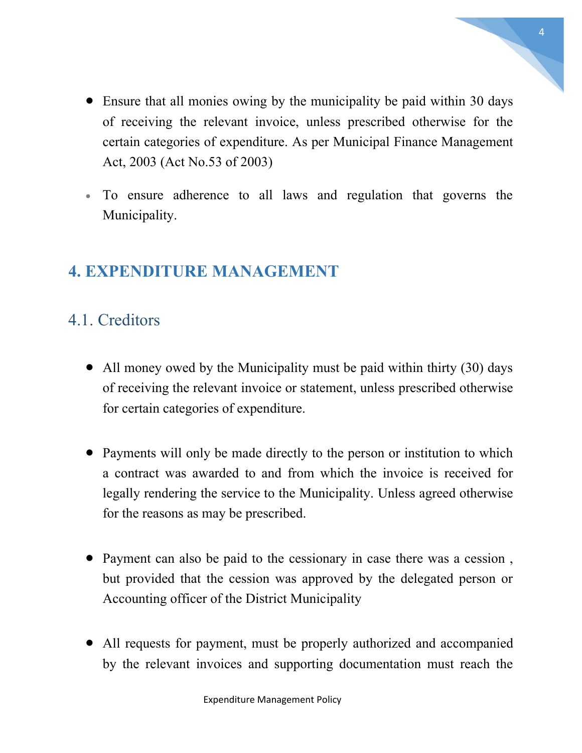- Ensure that all monies owing by the municipality be paid within 30 days of receiving the relevant invoice, unless prescribed otherwise for the certain categories of expenditure. As per Municipal Finance Management Act, 2003 (Act No.53 of 2003)

- To ensure adherence to all laws and regulation that governs the Municipality.

## 4. EXPENDITURE MANAGEMENT

### 4.1. Creditors

- All money owed by the Municipality must be paid within thirty (30) days of receiving the relevant invoice or statement, unless prescribed otherwise for certain categories of expenditure.

- Payments will only be made directly to the person or institution to which a contract was awarded to and from which the invoice is received for legally rendering the service to the Municipality. Unless agreed otherwise for the reasons as may be prescribed.

- Payment can also be paid to the cessionary in case there was a cession , but provided that the cession was approved by the delegated person or Accounting officer of the District Municipality

- All requests for payment, must be properly authorized and accompanied by the relevant invoices and supporting documentation must reach the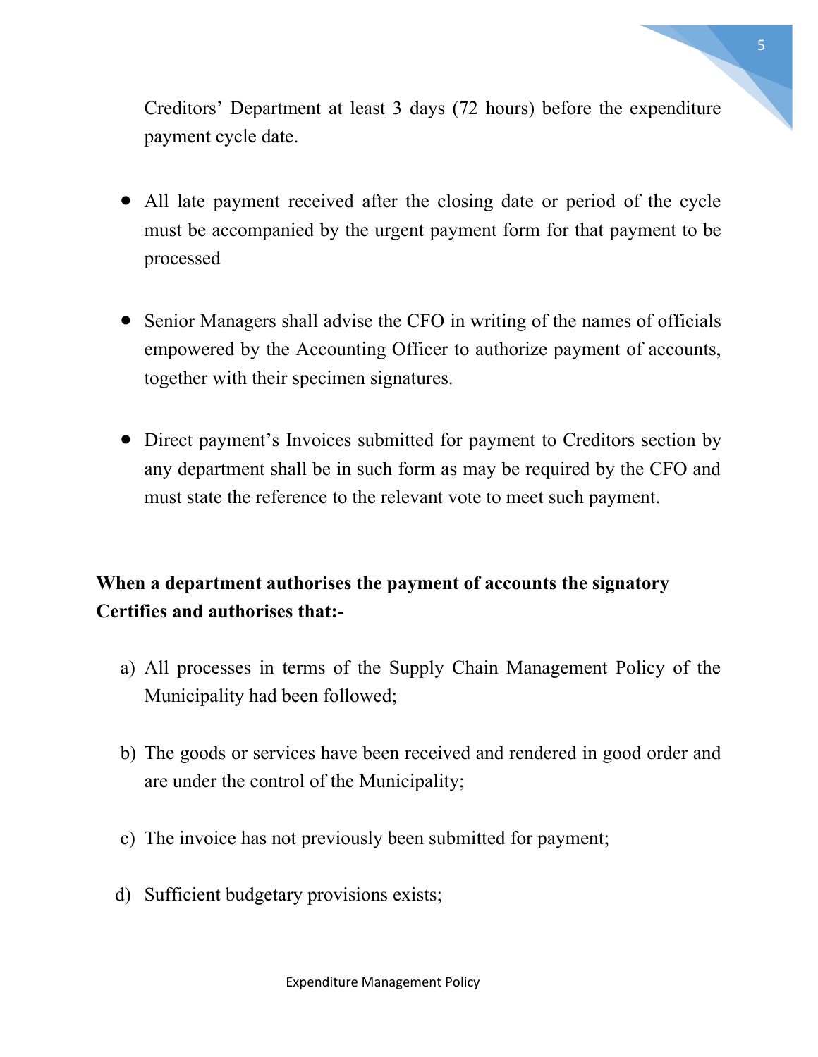Creditors' Department at least 3 days (72 hours) before the expenditure payment cycle date.

- All late payment received after the closing date or period of the cycle must be accompanied by the urgent payment form for that payment to be processed

- Senior Managers shall advise the CFO in writing of the names of officials empowered by the Accounting Officer to authorize payment of accounts, together with their specimen signatures.

- Direct payment's Invoices submitted for payment to Creditors section by any department shall be in such form as may be required by the CFO and must state the reference to the relevant vote to meet such payment.

**When a department authorises the payment of accounts the signatory Certifies and authorises that:-**

a) All processes in terms of the Supply Chain Management Policy of the Municipality had been followed;

b) The goods or services have been received and rendered in good order and are under the control of the Municipality;

c) The invoice has not previously been submitted for payment;

d) Sufficient budgetary provisions exists;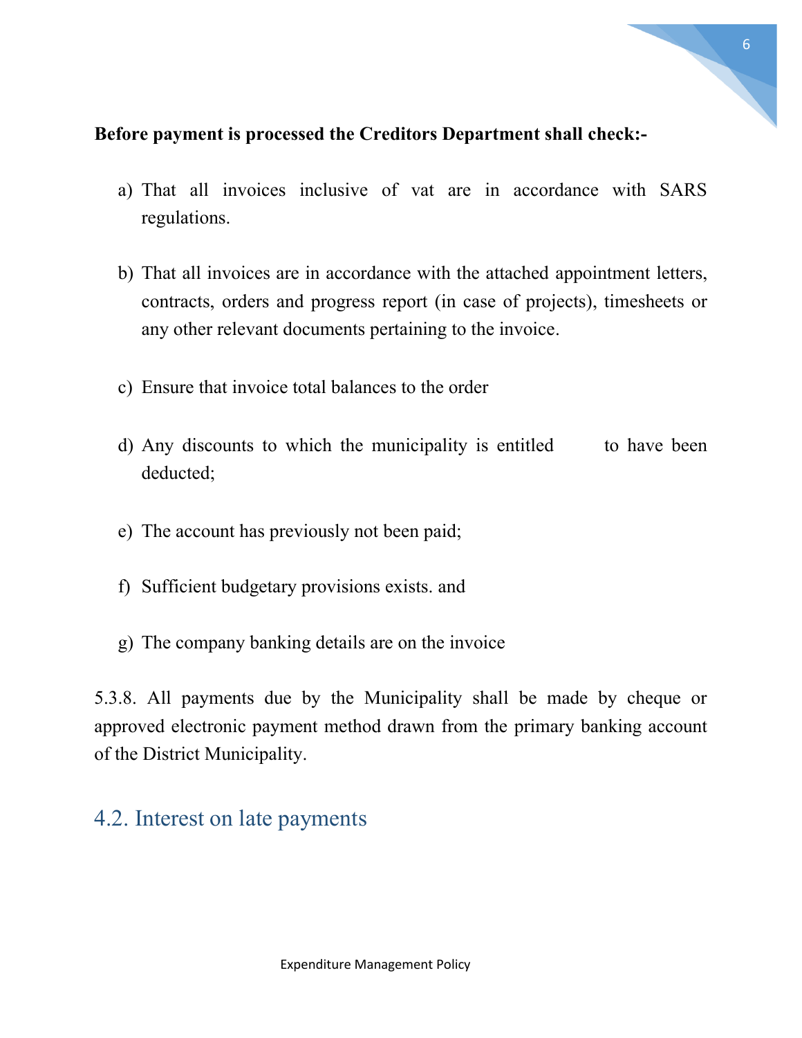**Before payment is processed the Creditors Department shall check:-**

a) That all invoices inclusive of vat are in accordance with SARS regulations.

b) That all invoices are in accordance with the attached appointment letters, contracts, orders and progress report (in case of projects), timesheets or any other relevant documents pertaining to the invoice.

c) Ensure that invoice total balances to the order

d) Any discounts to which the municipality is entitled to have been deducted;

e) The account has previously not been paid;

f) Sufficient budgetary provisions exists. and

g) The company banking details are on the invoice

5.3.8. All payments due by the Municipality shall be made by cheque or approved electronic payment method drawn from the primary banking account of the District Municipality.

## 4.2. Interest on late payments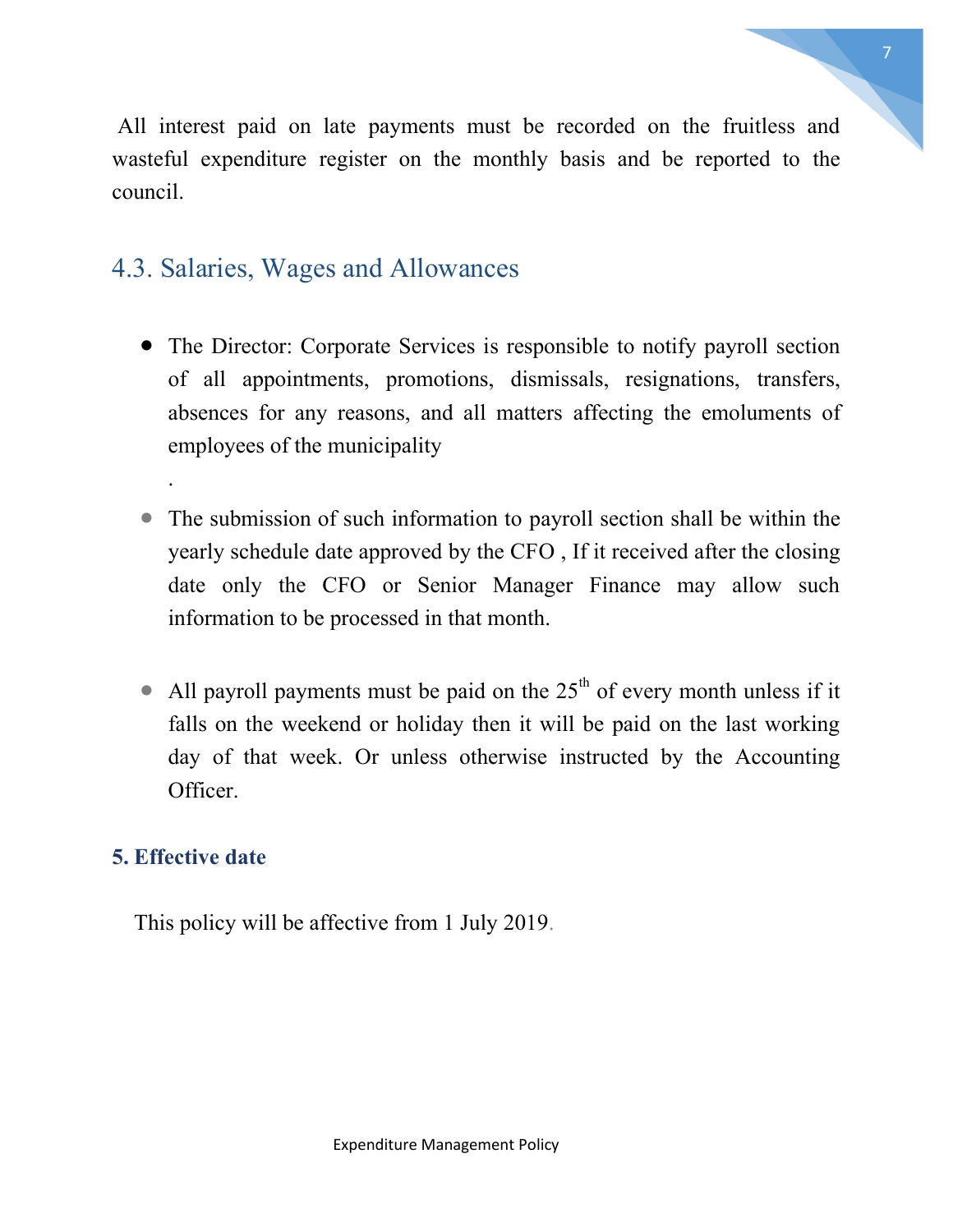All interest paid on late payments must be recorded on the fruitless and wasteful expenditure register on the monthly basis and be reported to the council.

## 4.3. Salaries, Wages and Allowances

- The Director: Corporate Services is responsible to notify payroll section of all appointments, promotions, dismissals, resignations, transfers, absences for any reasons, and all matters affecting the emoluments of employees of the municipality
.
- The submission of such information to payroll section shall be within the yearly schedule date approved by the CFO , If it received after the closing date only the CFO or Senior Manager Finance may allow such information to be processed in that month.

- All payroll payments must be paid on the 25th of every month unless if it falls on the weekend or holiday then it will be paid on the last working day of that week. Or unless otherwise instructed by the Accounting Officer.

**5. Effective date**

This policy will be affective from 1 July 2019.